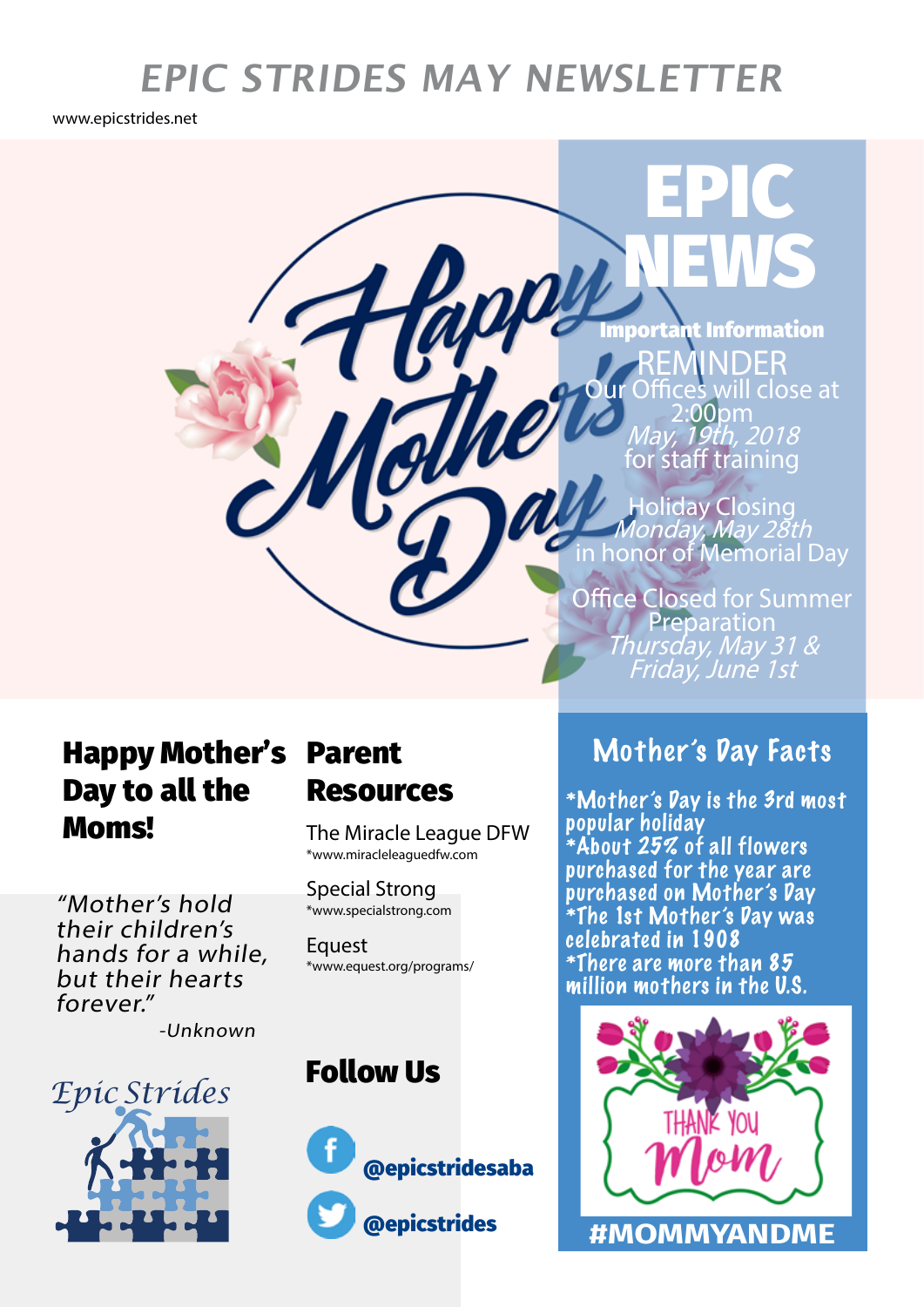# EPIC STRIDES MAY NEWSLETTER

www.epicstrides.net

Happy Mother's Day

## EPIC NEWS

**Important Information**

REMINDER
Our Offices will close at 2:00pm
*May, 19th, 2018*
for staff training

Holiday Closing
*Monday, May 28th*
in honor of Memorial Day

Office Closed for Summer Preparation
*Thursday, May 31 & Friday, June 1st*

## Happy Mother's Day to all the Moms!

*"Mother's hold their children's hands for a while, but their hearts forever."*

*-Unknown*

Epic Strides

## Parent Resources

The Miracle League DFW
*www.miracleleaguedfw.com

Special Strong
*www.specialstrong.com

Equest
*www.equest.org/programs/

## Follow Us

@epicstridesaba

@epicstrides

## Mother's Day Facts

*Mother's Day is the 3rd most popular holiday
*About 25% of all flowers purchased for the year are purchased on Mother's Day
*The 1st Mother's Day was celebrated in 1908
*There are more than 85 million mothers in the U.S.

THANK YOU Mom

#MOMMYANDME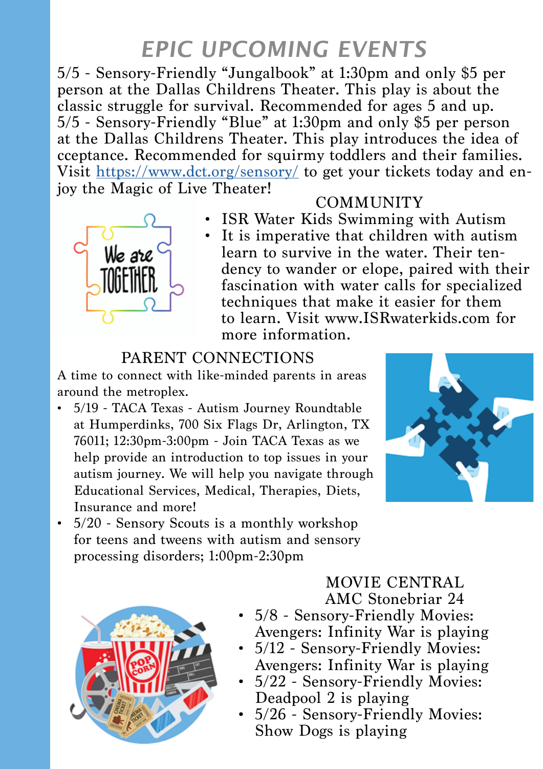# EPIC UPCOMING EVENTS

5/5 - Sensory-Friendly "Jungalbook" at 1:30pm and only $5 per person at the Dallas Childrens Theater. This play is about the classic struggle for survival. Recommended for ages 5 and up.
5/5 - Sensory-Friendly "Blue" at 1:30pm and only $5 per person at the Dallas Childrens Theater. This play introduces the idea of cceptance. Recommended for squirmy toddlers and their families. Visit https://www.dct.org/sensory/ to get your tickets today and enjoy the Magic of Live Theater!

## COMMUNITY

- ISR Water Kids Swimming with Autism
- It is imperative that children with autism learn to survive in the water. Their tendency to wander or elope, paired with their fascination with water calls for specialized techniques that make it easier for them to learn. Visit www.ISRwaterkids.com for more information.

## PARENT CONNECTIONS

A time to connect with like-minded parents in areas around the metroplex.

- 5/19 - TACA Texas - Autism Journey Roundtable at Humperdinks, 700 Six Flags Dr, Arlington, TX 76011; 12:30pm-3:00pm - Join TACA Texas as we help provide an introduction to top issues in your autism journey. We will help you navigate through Educational Services, Medical, Therapies, Diets, Insurance and more!
- 5/20 - Sensory Scouts is a monthly workshop for teens and tweens with autism and sensory processing disorders; 1:00pm-2:30pm

## MOVIE CENTRAL

AMC Stonebriar 24

- 5/8 - Sensory-Friendly Movies: Avengers: Infinity War is playing
- 5/12 - Sensory-Friendly Movies: Avengers: Infinity War is playing
- 5/22 - Sensory-Friendly Movies: Deadpool 2 is playing
- 5/26 - Sensory-Friendly Movies: Show Dogs is playing